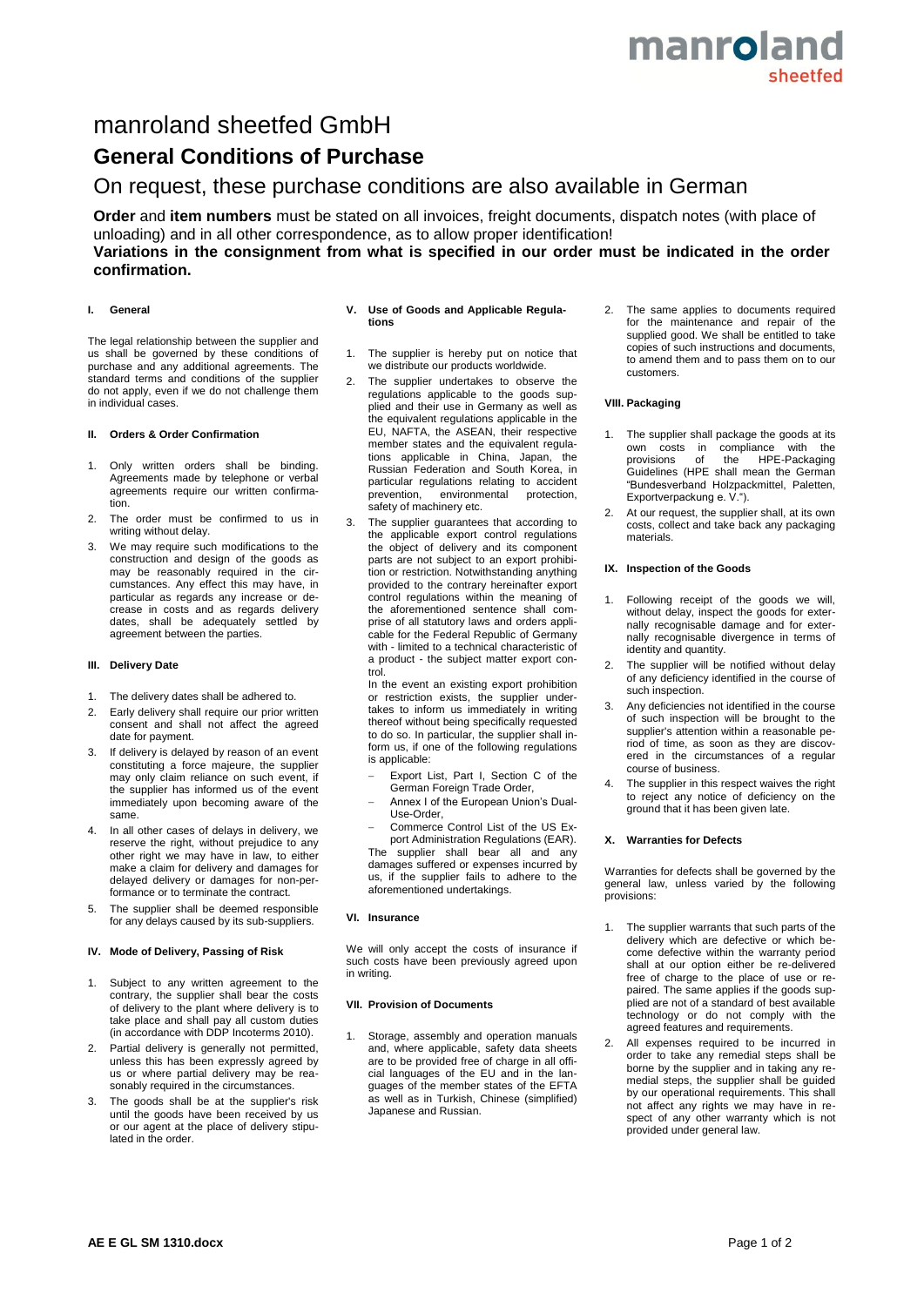# manroland sheetfed GmbH

## General Conditions of Purchase

### On request, these purchase conditions are also available in German

**Order** and **item numbers** must be stated on all invoices, freight documents, dispatch notes (with place of unloading) and in all other correspondence, as to allow proper identification!

**Variations in the consignment from what is specified in our order must be indicated in the order confirmation.**

#### I. General

The legal relationship between the supplier and us shall be governed by these conditions of purchase and any additional agreements. The standard terms and conditions of the supplier do not apply, even if we do not challenge them in individual cases.

#### II. Orders & Order Confirmation

1. Only written orders shall be binding. Agreements made by telephone or verbal agreements require our written confirmation.
2. The order must be confirmed to us in writing without delay.
3. We may require such modifications to the construction and design of the goods as may be reasonably required in the circumstances. Any effect this may have, in particular as regards any increase or decrease in costs and as regards delivery dates, shall be adequately settled by agreement between the parties.

#### III. Delivery Date

1. The delivery dates shall be adhered to.
2. Early delivery shall require our prior written consent and shall not affect the agreed date for payment.
3. If delivery is delayed by reason of an event constituting a force majeure, the supplier may only claim reliance on such event, if the supplier has informed us of the event immediately upon becoming aware of the same.
4. In all other cases of delays in delivery, we reserve the right, without prejudice to any other right we may have in law, to either make a claim for delivery and damages for delayed delivery or damages for non-performance or to terminate the contract.
5. The supplier shall be deemed responsible for any delays caused by its sub-suppliers.

#### IV. Mode of Delivery, Passing of Risk

1. Subject to any written agreement to the contrary, the supplier shall bear the costs of delivery to the plant where delivery is to take place and shall pay all custom duties (in accordance with DDP Incoterms 2010).
2. Partial delivery is generally not permitted, unless this has been expressly agreed by us or where partial delivery may be reasonably required in the circumstances.
3. The goods shall be at the supplier's risk until the goods have been received by us or our agent at the place of delivery stipulated in the order.

#### V. Use of Goods and Applicable Regulations

1. The supplier is hereby put on notice that we distribute our products worldwide.
2. The supplier undertakes to observe the regulations applicable to the goods supplied and their use in Germany as well as the equivalent regulations applicable in the EU, NAFTA, the ASEAN, their respective member states and the equivalent regulations applicable in China, Japan, the Russian Federation and South Korea, in particular regulations relating to accident prevention, environmental protection, safety of machinery etc.
3. The supplier guarantees that according to the applicable export control regulations the object of delivery and its component parts are not subject to an export prohibition or restriction. Notwithstanding anything provided to the contrary hereinafter export control regulations within the meaning of the aforementioned sentence shall comprise of all statutory laws and orders applicable for the Federal Republic of Germany with - limited to a technical characteristic of a product - the subject matter export control.

   In the event an existing export prohibition or restriction exists, the supplier undertakes to inform us immediately in writing thereof without being specifically requested to do so. In particular, the supplier shall inform us, if one of the following regulations is applicable:

   - Export List, Part I, Section C of the German Foreign Trade Order,
   - Annex I of the European Union's Dual-Use-Order,
   - Commerce Control List of the US Export Administration Regulations (EAR).

   The supplier shall bear all and any damages suffered or expenses incurred by us, if the supplier fails to adhere to the aforementioned undertakings.

#### VI. Insurance

We will only accept the costs of insurance if such costs have been previously agreed upon in writing.

#### VII. Provision of Documents

1. Storage, assembly and operation manuals and, where applicable, safety data sheets are to be provided free of charge in all official languages of the EU and in the languages of the member states of the EFTA as well as in Turkish, Chinese (simplified) Japanese and Russian.
2. The same applies to documents required for the maintenance and repair of the supplied good. We shall be entitled to take copies of such instructions and documents, to amend them and to pass them on to our customers.

#### VIII. Packaging

1. The supplier shall package the goods at its own costs in compliance with the provisions of the HPE-Packaging Guidelines (HPE shall mean the German "Bundesverband Holzpackmittel, Paletten, Exportverpackung e. V.").
2. At our request, the supplier shall, at its own costs, collect and take back any packaging materials.

#### IX. Inspection of the Goods

1. Following receipt of the goods we will, without delay, inspect the goods for externally recognisable damage and for externally recognisable divergence in terms of identity and quantity.
2. The supplier will be notified without delay of any deficiency identified in the course of such inspection.
3. Any deficiencies not identified in the course of such inspection will be brought to the supplier's attention within a reasonable period of time, as soon as they are discovered in the circumstances of a regular course of business.
4. The supplier in this respect waives the right to reject any notice of deficiency on the ground that it has been given late.

#### X. Warranties for Defects

Warranties for defects shall be governed by the general law, unless varied by the following provisions:

1. The supplier warrants that such parts of the delivery which are defective or which become defective within the warranty period shall at our option either be re-delivered free of charge to the place of use or repaired. The same applies if the goods supplied are not of a standard of best available technology or do not comply with the agreed features and requirements.
2. All expenses required to be incurred in order to take any remedial steps shall be borne by the supplier and in taking any remedial steps, the supplier shall be guided by our operational requirements. This shall not affect any rights we may have in respect of any other warranty which is not provided under general law.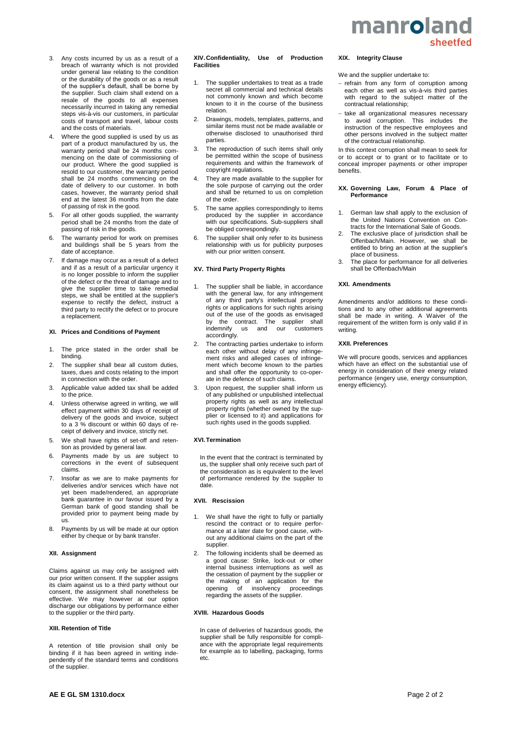3. Any costs incurred by us as a result of a breach of warranty which is not provided under general law relating to the condition or the durability of the goods or as a result of the supplier's default, shall be borne by the supplier. Such claim shall extend on a resale of the goods to all expenses necessarily incurred in taking any remedial steps vis-à-vis our customers, in particular costs of transport and travel, labour costs and the costs of materials.
4. Where the good supplied is used by us as part of a product manufactured by us, the warranty period shall be 24 months commencing on the date of commissioning of our product. Where the good supplied is resold to our customer, the warranty period shall be 24 months commencing on the date of delivery to our customer. In both cases, however, the warranty period shall end at the latest 36 months from the date of passing of risk in the good.
5. For all other goods supplied, the warranty period shall be 24 months from the date of passing of risk in the goods.
6. The warranty period for work on premises and buildings shall be 5 years from the date of acceptance.
7. If damage may occur as a result of a defect and if as a result of a particular urgency it is no longer possible to inform the supplier of the defect or the threat of damage and to give the supplier time to take remedial steps, we shall be entitled at the supplier's expense to rectify the defect, instruct a third party to rectify the defect or to procure a replacement.

#### XI. Prices and Conditions of Payment

1. The price stated in the order shall be binding.
2. The supplier shall bear all custom duties, taxes, dues and costs relating to the import in connection with the order.
3. Applicable value added tax shall be added to the price.
4. Unless otherwise agreed in writing, we will effect payment within 30 days of receipt of delivery of the goods and invoice, subject to a 3 % discount or within 60 days of receipt of delivery and invoice, strictly net.
5. We shall have rights of set-off and retention as provided by general law.
6. Payments made by us are subject to corrections in the event of subsequent claims.
7. Insofar as we are to make payments for deliveries and/or services which have not yet been made/rendered, an appropriate bank guarantee in our favour issued by a German bank of good standing shall be provided prior to payment being made by us.
8. Payments by us will be made at our option either by cheque or by bank transfer.

#### XII. Assignment

Claims against us may only be assigned with our prior written consent. If the supplier assigns its claim against us to a third party without our consent, the assignment shall nonetheless be effective. We may however at our option discharge our obligations by performance either to the supplier or the third party.

#### XIII. Retention of Title

A retention of title provision shall only be binding if it has been agreed in writing independently of the standard terms and conditions of the supplier.

#### XIV. Confidentiality, Use of Production Facilities

1. The supplier undertakes to treat as a trade secret all commercial and technical details not commonly known and which become known to it in the course of the business relation.
2. Drawings, models, templates, patterns, and similar items must not be made available or otherwise disclosed to unauthorised third parties.
3. The reproduction of such items shall only be permitted within the scope of business requirements and within the framework of copyright regulations.
4. They are made available to the supplier for the sole purpose of carrying out the order and shall be returned to us on completion of the order.
5. The same applies correspondingly to items produced by the supplier in accordance with our specifications. Sub-suppliers shall be obliged correspondingly.
6. The supplier shall only refer to its business relationship with us for publicity purposes with our prior written consent.

#### XV. Third Party Property Rights

1. The supplier shall be liable, in accordance with the general law, for any infringement of any third party's intellectual property rights or applications for such rights arising out of the use of the goods as envisaged by the contract. The supplier shall indemnify us and our customers accordingly.
2. The contracting parties undertake to inform each other without delay of any infringement risks and alleged cases of infringement which become known to the parties and shall offer the opportunity to co-operate in the defence of such claims.
3. Upon request, the supplier shall inform us of any published or unpublished intellectual property rights as well as any intellectual property rights (whether owned by the supplier or licensed to it) and applications for such rights used in the goods supplied.

#### XVI. Termination

In the event that the contract is terminated by us, the supplier shall only receive such part of the consideration as is equivalent to the level of performance rendered by the supplier to date.

#### XVII. Rescission

1. We shall have the right to fully or partially rescind the contract or to require performance at a later date for good cause, without any additional claims on the part of the supplier.
2. The following incidents shall be deemed as a good cause: Strike, lock-out or other internal business interruptions as well as the cessation of payment by the supplier or the making of an application for the opening of insolvency proceedings regarding the assets of the supplier.

#### XVIII. Hazardous Goods

In case of deliveries of hazardous goods, the supplier shall be fully responsible for compliance with the appropriate legal requirements for example as to labelling, packaging, forms etc.

#### XIX. Integrity Clause

We and the supplier undertake to:

- refrain from any form of corruption among each other as well as vis-à-vis third parties with regard to the subject matter of the contractual relationship;
- take all organizational measures necessary to avoid corruption. This includes the instruction of the respective employees and other persons involved in the subject matter of the contractual relationship.

In this context corruption shall mean to seek for or to accept or to grant or to facilitate or to conceal improper payments or other improper benefits.

#### XX. Governing Law, Forum & Place of Performance

1. German law shall apply to the exclusion of the United Nations Convention on Contracts for the International Sale of Goods.
2. The exclusive place of jurisdiction shall be Offenbach/Main. However, we shall be entitled to bring an action at the supplier's place of business.
3. The place for performance for all deliveries shall be Offenbach/Main

#### XXI. Amendments

Amendments and/or additions to these conditions and to any other additional agreements shall be made in writing. A Waiver of the requirement of the written form is only valid if in writing.

#### XXII. Preferences

We will procure goods, services and appliances which have an effect on the substantial use of energy in consideration of their energy related performance (engery use, energy consumption, energy efficiency).